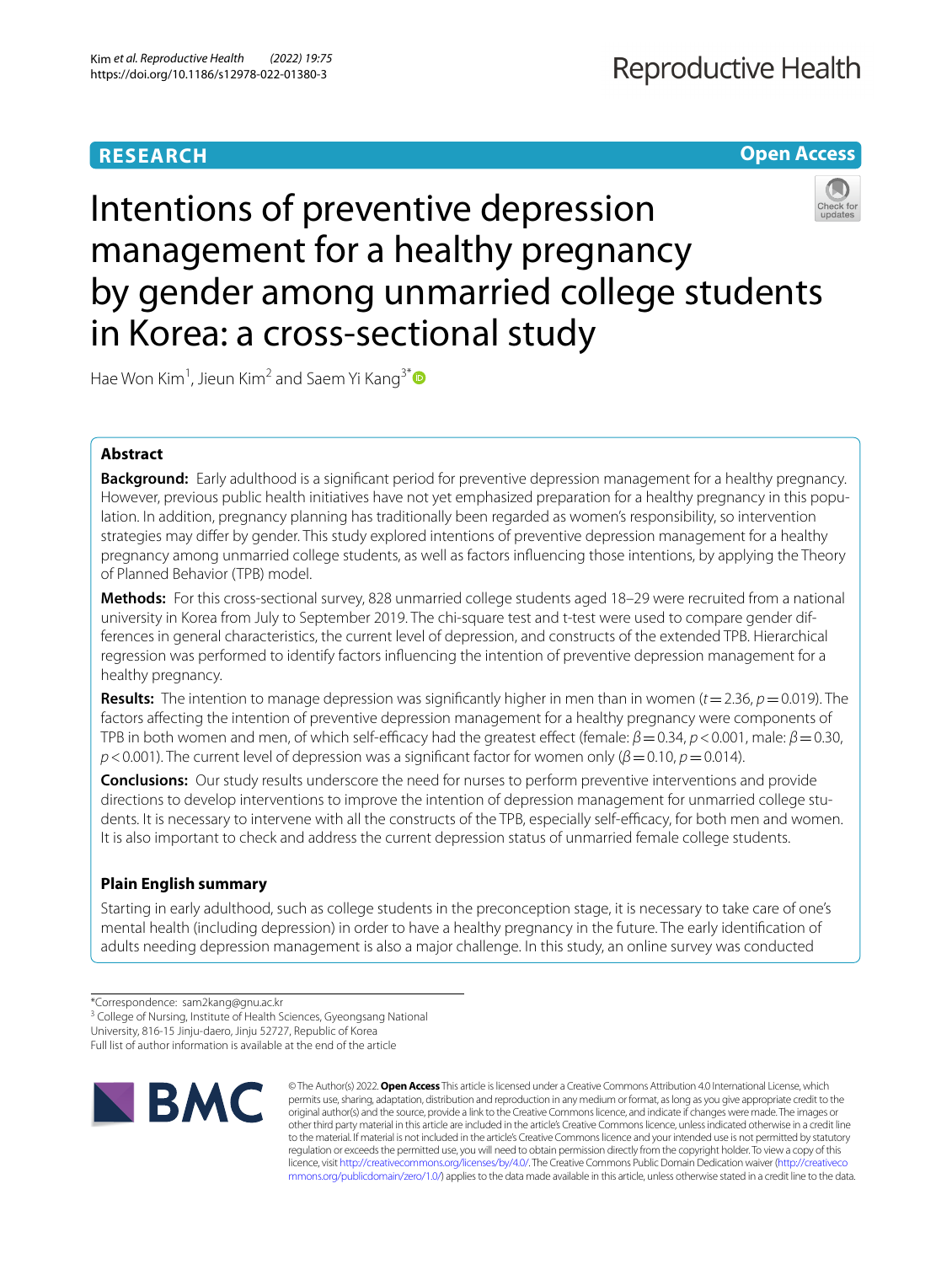**RESEARCH** **Open Access**

# Intentions of preventive depression management for a healthy pregnancy by gender among unmarried college students in Korea: a cross-sectional study

Hae Won Kim[1], Jieun Kim[2] and Saem Yi Kang[3*]

## Abstract

**Background:** Early adulthood is a significant period for preventive depression management for a healthy pregnancy. However, previous public health initiatives have not yet emphasized preparation for a healthy pregnancy in this population. In addition, pregnancy planning has traditionally been regarded as women's responsibility, so intervention strategies may differ by gender. This study explored intentions of preventive depression management for a healthy pregnancy among unmarried college students, as well as factors influencing those intentions, by applying the Theory of Planned Behavior (TPB) model.

**Methods:** For this cross-sectional survey, 828 unmarried college students aged 18–29 were recruited from a national university in Korea from July to September 2019. The chi-square test and t-test were used to compare gender differences in general characteristics, the current level of depression, and constructs of the extended TPB. Hierarchical regression was performed to identify factors influencing the intention of preventive depression management for a healthy pregnancy.

**Results:** The intention to manage depression was significantly higher in men than in women ($t = 2.36$, $p = 0.019$). The factors affecting the intention of preventive depression management for a healthy pregnancy were components of TPB in both women and men, of which self-efficacy had the greatest effect (female: $\beta = 0.34$, $p < 0.001$, male: $\beta = 0.30$, $p < 0.001$). The current level of depression was a significant factor for women only ($\beta = 0.10$, $p = 0.014$).

**Conclusions:** Our study results underscore the need for nurses to perform preventive interventions and provide directions to develop interventions to improve the intention of depression management for unmarried college students. It is necessary to intervene with all the constructs of the TPB, especially self-efficacy, for both men and women. It is also important to check and address the current depression status of unmarried female college students.

### Plain English summary

Starting in early adulthood, such as college students in the preconception stage, it is necessary to take care of one's mental health (including depression) in order to have a healthy pregnancy in the future. The early identification of adults needing depression management is also a major challenge. In this study, an online survey was conducted

*Correspondence: sam2kang@gnu.ac.kr

[3] College of Nursing, Institute of Health Sciences, Gyeongsang National University, 816-15 Jinju-daero, Jinju 52727, Republic of Korea

Full list of author information is available at the end of the article

© The Author(s) 2022. **Open Access** This article is licensed under a Creative Commons Attribution 4.0 International License, which permits use, sharing, adaptation, distribution and reproduction in any medium or format, as long as you give appropriate credit to the original author(s) and the source, provide a link to the Creative Commons licence, and indicate if changes were made. The images or other third party material in this article are included in the article's Creative Commons licence, unless indicated otherwise in a credit line to the material. If material is not included in the article's Creative Commons licence and your intended use is not permitted by statutory regulation or exceeds the permitted use, you will need to obtain permission directly from the copyright holder. To view a copy of this licence, visit http://creativecommons.org/licenses/by/4.0/. The Creative Commons Public Domain Dedication waiver (http://creativecommons.org/publicdomain/zero/1.0/) applies to the data made available in this article, unless otherwise stated in a credit line to the data.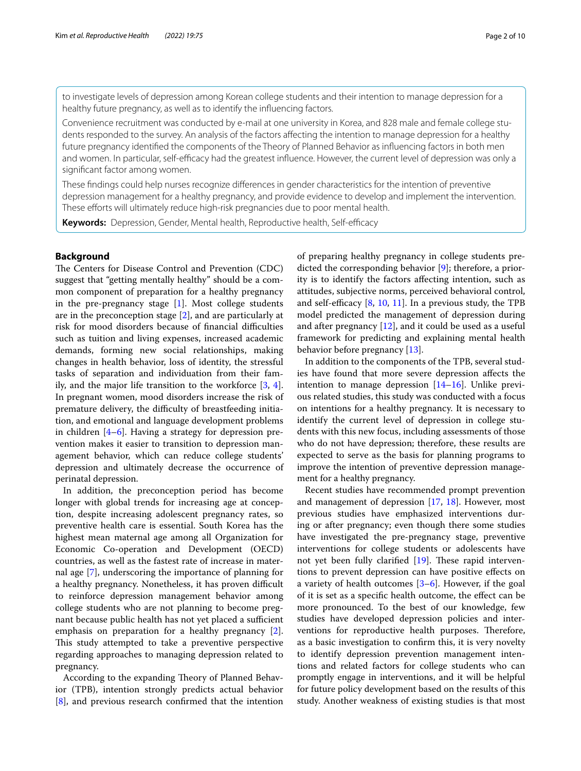to investigate levels of depression among Korean college students and their intention to manage depression for a healthy future pregnancy, as well as to identify the influencing factors.

Convenience recruitment was conducted by e-mail at one university in Korea, and 828 male and female college students responded to the survey. An analysis of the factors affecting the intention to manage depression for a healthy future pregnancy identified the components of the Theory of Planned Behavior as influencing factors in both men and women. In particular, self-efficacy had the greatest influence. However, the current level of depression was only a significant factor among women.

These findings could help nurses recognize differences in gender characteristics for the intention of preventive depression management for a healthy pregnancy, and provide evidence to develop and implement the intervention. These efforts will ultimately reduce high-risk pregnancies due to poor mental health.

**Keywords:** Depression, Gender, Mental health, Reproductive health, Self-efficacy

## Background

The Centers for Disease Control and Prevention (CDC) suggest that "getting mentally healthy" should be a common component of preparation for a healthy pregnancy in the pre-pregnancy stage [1]. Most college students are in the preconception stage [2], and are particularly at risk for mood disorders because of financial difficulties such as tuition and living expenses, increased academic demands, forming new social relationships, making changes in health behavior, loss of identity, the stressful tasks of separation and individuation from their family, and the major life transition to the workforce [3, 4]. In pregnant women, mood disorders increase the risk of premature delivery, the difficulty of breastfeeding initiation, and emotional and language development problems in children [4–6]. Having a strategy for depression prevention makes it easier to transition to depression management behavior, which can reduce college students' depression and ultimately decrease the occurrence of perinatal depression.

In addition, the preconception period has become longer with global trends for increasing age at conception, despite increasing adolescent pregnancy rates, so preventive health care is essential. South Korea has the highest mean maternal age among all Organization for Economic Co-operation and Development (OECD) countries, as well as the fastest rate of increase in maternal age [7], underscoring the importance of planning for a healthy pregnancy. Nonetheless, it has proven difficult to reinforce depression management behavior among college students who are not planning to become pregnant because public health has not yet placed a sufficient emphasis on preparation for a healthy pregnancy [2]. This study attempted to take a preventive perspective regarding approaches to managing depression related to pregnancy.

According to the expanding Theory of Planned Behavior (TPB), intention strongly predicts actual behavior [8], and previous research confirmed that the intention of preparing healthy pregnancy in college students predicted the corresponding behavior [9]; therefore, a priority is to identify the factors affecting intention, such as attitudes, subjective norms, perceived behavioral control, and self-efficacy [8, 10, 11]. In a previous study, the TPB model predicted the management of depression during and after pregnancy [12], and it could be used as a useful framework for predicting and explaining mental health behavior before pregnancy [13].

In addition to the components of the TPB, several studies have found that more severe depression affects the intention to manage depression [14–16]. Unlike previous related studies, this study was conducted with a focus on intentions for a healthy pregnancy. It is necessary to identify the current level of depression in college students with this new focus, including assessments of those who do not have depression; therefore, these results are expected to serve as the basis for planning programs to improve the intention of preventive depression management for a healthy pregnancy.

Recent studies have recommended prompt prevention and management of depression [17, 18]. However, most previous studies have emphasized interventions during or after pregnancy; even though there some studies have investigated the pre-pregnancy stage, preventive interventions for college students or adolescents have not yet been fully clarified [19]. These rapid interventions to prevent depression can have positive effects on a variety of health outcomes [3–6]. However, if the goal of it is set as a specific health outcome, the effect can be more pronounced. To the best of our knowledge, few studies have developed depression policies and interventions for reproductive health purposes. Therefore, as a basic investigation to confirm this, it is very novelty to identify depression prevention management intentions and related factors for college students who can promptly engage in interventions, and it will be helpful for future policy development based on the results of this study. Another weakness of existing studies is that most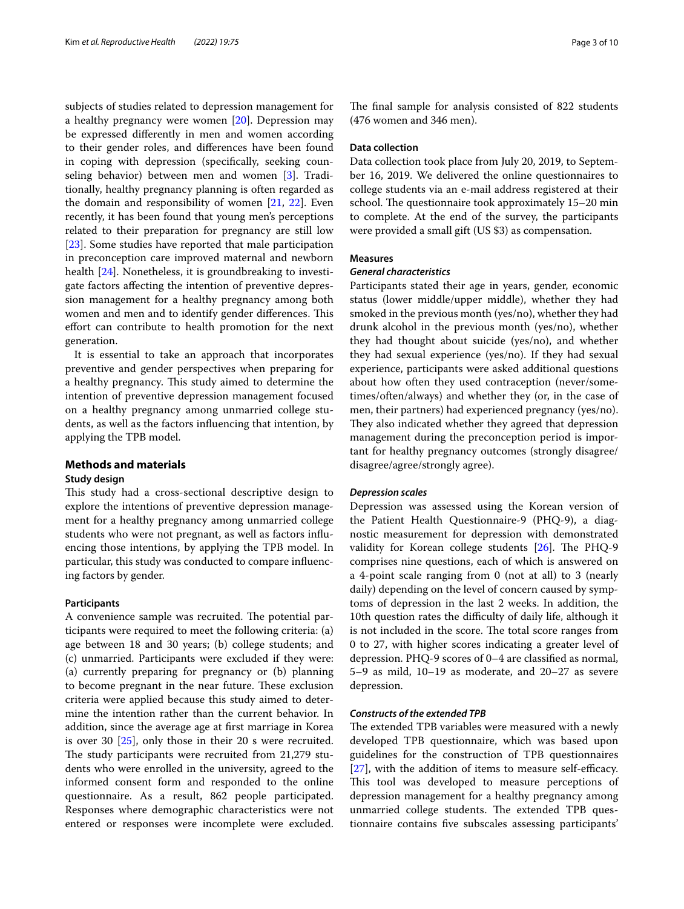subjects of studies related to depression management for a healthy pregnancy were women [20]. Depression may be expressed differently in men and women according to their gender roles, and differences have been found in coping with depression (specifically, seeking counseling behavior) between men and women [3]. Traditionally, healthy pregnancy planning is often regarded as the domain and responsibility of women [21, 22]. Even recently, it has been found that young men's perceptions related to their preparation for pregnancy are still low [23]. Some studies have reported that male participation in preconception care improved maternal and newborn health [24]. Nonetheless, it is groundbreaking to investigate factors affecting the intention of preventive depression management for a healthy pregnancy among both women and men and to identify gender differences. This effort can contribute to health promotion for the next generation.

It is essential to take an approach that incorporates preventive and gender perspectives when preparing for a healthy pregnancy. This study aimed to determine the intention of preventive depression management focused on a healthy pregnancy among unmarried college students, as well as the factors influencing that intention, by applying the TPB model.

## Methods and materials

### Study design

This study had a cross-sectional descriptive design to explore the intentions of preventive depression management for a healthy pregnancy among unmarried college students who were not pregnant, as well as factors influencing those intentions, by applying the TPB model. In particular, this study was conducted to compare influencing factors by gender.

### Participants

A convenience sample was recruited. The potential participants were required to meet the following criteria: (a) age between 18 and 30 years; (b) college students; and (c) unmarried. Participants were excluded if they were: (a) currently preparing for pregnancy or (b) planning to become pregnant in the near future. These exclusion criteria were applied because this study aimed to determine the intention rather than the current behavior. In addition, since the average age at first marriage in Korea is over 30 [25], only those in their 20 s were recruited. The study participants were recruited from 21,279 students who were enrolled in the university, agreed to the informed consent form and responded to the online questionnaire. As a result, 862 people participated. Responses where demographic characteristics were not entered or responses were incomplete were excluded. The final sample for analysis consisted of 822 students (476 women and 346 men).

### Data collection

Data collection took place from July 20, 2019, to September 16, 2019. We delivered the online questionnaires to college students via an e-mail address registered at their school. The questionnaire took approximately 15–20 min to complete. At the end of the survey, the participants were provided a small gift (US $3) as compensation.

### Measures

#### *General characteristics*

Participants stated their age in years, gender, economic status (lower middle/upper middle), whether they had smoked in the previous month (yes/no), whether they had drunk alcohol in the previous month (yes/no), whether they had thought about suicide (yes/no), and whether they had sexual experience (yes/no). If they had sexual experience, participants were asked additional questions about how often they used contraception (never/sometimes/often/always) and whether they (or, in the case of men, their partners) had experienced pregnancy (yes/no). They also indicated whether they agreed that depression management during the preconception period is important for healthy pregnancy outcomes (strongly disagree/disagree/agree/strongly agree).

#### *Depression scales*

Depression was assessed using the Korean version of the Patient Health Questionnaire-9 (PHQ-9), a diagnostic measurement for depression with demonstrated validity for Korean college students [26]. The PHQ-9 comprises nine questions, each of which is answered on a 4-point scale ranging from 0 (not at all) to 3 (nearly daily) depending on the level of concern caused by symptoms of depression in the last 2 weeks. In addition, the 10th question rates the difficulty of daily life, although it is not included in the score. The total score ranges from 0 to 27, with higher scores indicating a greater level of depression. PHQ-9 scores of 0–4 are classified as normal, 5–9 as mild, 10–19 as moderate, and 20–27 as severe depression.

#### *Constructs of the extended TPB*

The extended TPB variables were measured with a newly developed TPB questionnaire, which was based upon guidelines for the construction of TPB questionnaires [27], with the addition of items to measure self-efficacy. This tool was developed to measure perceptions of depression management for a healthy pregnancy among unmarried college students. The extended TPB questionnaire contains five subscales assessing participants'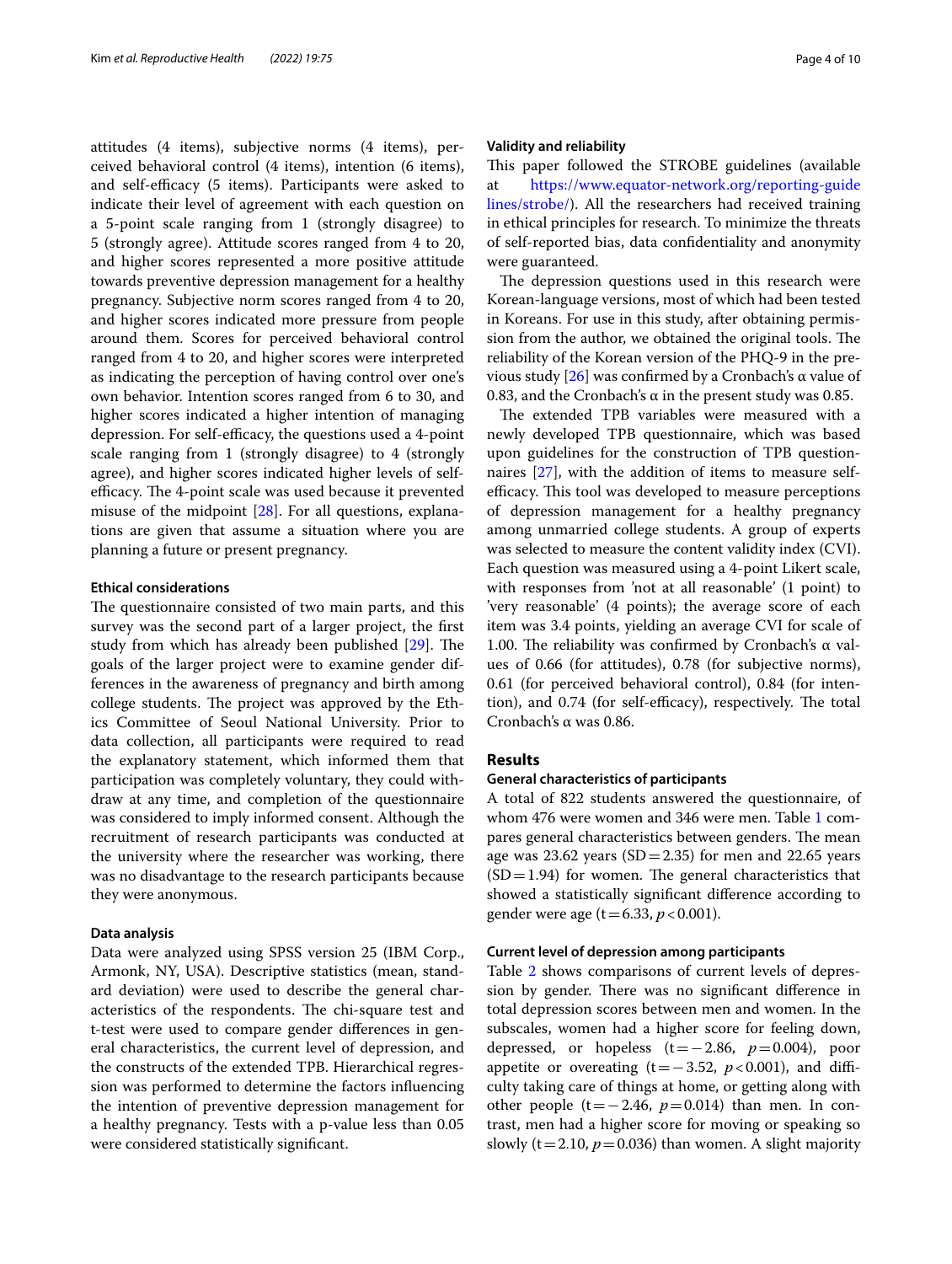attitudes (4 items), subjective norms (4 items), perceived behavioral control (4 items), intention (6 items), and self-efficacy (5 items). Participants were asked to indicate their level of agreement with each question on a 5-point scale ranging from 1 (strongly disagree) to 5 (strongly agree). Attitude scores ranged from 4 to 20, and higher scores represented a more positive attitude towards preventive depression management for a healthy pregnancy. Subjective norm scores ranged from 4 to 20, and higher scores indicated more pressure from people around them. Scores for perceived behavioral control ranged from 4 to 20, and higher scores were interpreted as indicating the perception of having control over one's own behavior. Intention scores ranged from 6 to 30, and higher scores indicated a higher intention of managing depression. For self-efficacy, the questions used a 4-point scale ranging from 1 (strongly disagree) to 4 (strongly agree), and higher scores indicated higher levels of self-efficacy. The 4-point scale was used because it prevented misuse of the midpoint [28]. For all questions, explanations are given that assume a situation where you are planning a future or present pregnancy.

#### Ethical considerations

The questionnaire consisted of two main parts, and this survey was the second part of a larger project, the first study from which has already been published [29]. The goals of the larger project were to examine gender differences in the awareness of pregnancy and birth among college students. The project was approved by the Ethics Committee of Seoul National University. Prior to data collection, all participants were required to read the explanatory statement, which informed them that participation was completely voluntary, they could withdraw at any time, and completion of the questionnaire was considered to imply informed consent. Although the recruitment of research participants was conducted at the university where the researcher was working, there was no disadvantage to the research participants because they were anonymous.

#### Data analysis

Data were analyzed using SPSS version 25 (IBM Corp., Armonk, NY, USA). Descriptive statistics (mean, standard deviation) were used to describe the general characteristics of the respondents. The chi-square test and t-test were used to compare gender differences in general characteristics, the current level of depression, and the constructs of the extended TPB. Hierarchical regression was performed to determine the factors influencing the intention of preventive depression management for a healthy pregnancy. Tests with a p-value less than 0.05 were considered statistically significant.

#### Validity and reliability

This paper followed the STROBE guidelines (available at https://www.equator-network.org/reporting-guidelines/strobe/). All the researchers had received training in ethical principles for research. To minimize the threats of self-reported bias, data confidentiality and anonymity were guaranteed.

The depression questions used in this research were Korean-language versions, most of which had been tested in Koreans. For use in this study, after obtaining permission from the author, we obtained the original tools. The reliability of the Korean version of the PHQ-9 in the previous study [26] was confirmed by a Cronbach's α value of 0.83, and the Cronbach's α in the present study was 0.85.

The extended TPB variables were measured with a newly developed TPB questionnaire, which was based upon guidelines for the construction of TPB questionnaires [27], with the addition of items to measure self-efficacy. This tool was developed to measure perceptions of depression management for a healthy pregnancy among unmarried college students. A group of experts was selected to measure the content validity index (CVI). Each question was measured using a 4-point Likert scale, with responses from 'not at all reasonable' (1 point) to 'very reasonable' (4 points); the average score of each item was 3.4 points, yielding an average CVI for scale of 1.00. The reliability was confirmed by Cronbach's α values of 0.66 (for attitudes), 0.78 (for subjective norms), 0.61 (for perceived behavioral control), 0.84 (for intention), and 0.74 (for self-efficacy), respectively. The total Cronbach's α was 0.86.

## Results

#### General characteristics of participants

A total of 822 students answered the questionnaire, of whom 476 were women and 346 were men. Table 1 compares general characteristics between genders. The mean age was 23.62 years (SD = 2.35) for men and 22.65 years (SD = 1.94) for women. The general characteristics that showed a statistically significant difference according to gender were age ($t = 6.33$, $p < 0.001$).

#### Current level of depression among participants

Table 2 shows comparisons of current levels of depression by gender. There was no significant difference in total depression scores between men and women. In the subscales, women had a higher score for feeling down, depressed, or hopeless ($t = -2.86$, $p = 0.004$), poor appetite or overeating ($t = -3.52$, $p < 0.001$), and difficulty taking care of things at home, or getting along with other people ($t = -2.46$, $p = 0.014$) than men. In contrast, men had a higher score for moving or speaking so slowly ($t = 2.10$, $p = 0.036$) than women. A slight majority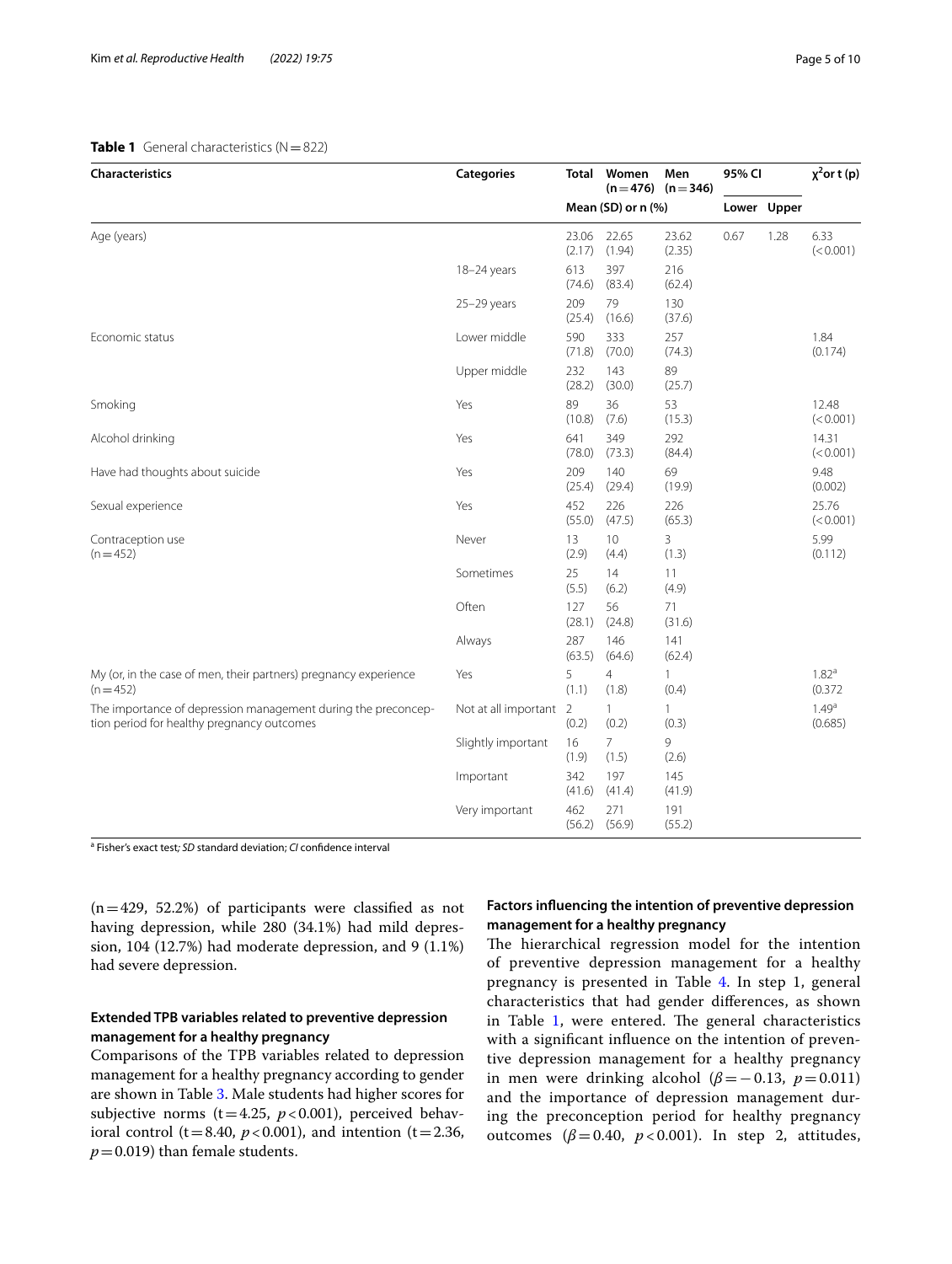**Table 1** General characteristics (N = 822)

| Characteristics | Categories | Total | Women (n = 476) | Men (n = 346) | 95% CI | | $\chi^2$ or t (p) |
|---|---|---|---|---|---|---|---|
| | | Mean (SD) or n (%) | | | Lower | Upper | |
| Age (years) | | 23.06 (2.17) | 22.65 (1.94) | 23.62 (2.35) | 0.67 | 1.28 | 6.33 (< 0.001) |
| | 18–24 years | 613 (74.6) | 397 (83.4) | 216 (62.4) | | | |
| | 25–29 years | 209 (25.4) | 79 (16.6) | 130 (37.6) | | | |
| Economic status | Lower middle | 590 (71.8) | 333 (70.0) | 257 (74.3) | | | 1.84 (0.174) |
| | Upper middle | 232 (28.2) | 143 (30.0) | 89 (25.7) | | | |
| Smoking | Yes | 89 (10.8) | 36 (7.6) | 53 (15.3) | | | 12.48 (< 0.001) |
| Alcohol drinking | Yes | 641 (78.0) | 349 (73.3) | 292 (84.4) | | | 14.31 (< 0.001) |
| Have had thoughts about suicide | Yes | 209 (25.4) | 140 (29.4) | 69 (19.9) | | | 9.48 (0.002) |
| Sexual experience | Yes | 452 (55.0) | 226 (47.5) | 226 (65.3) | | | 25.76 (< 0.001) |
| Contraception use (n = 452) | Never | 13 (2.9) | 10 (4.4) | 3 (1.3) | | | 5.99 (0.112) |
| | Sometimes | 25 (5.5) | 14 (6.2) | 11 (4.9) | | | |
| | Often | 127 (28.1) | 56 (24.8) | 71 (31.6) | | | |
| | Always | 287 (63.5) | 146 (64.6) | 141 (62.4) | | | |
| My (or, in the case of men, their partners) pregnancy experience (n = 452) | Yes | 5 (1.1) | 4 (1.8) | 1 (0.4) | | | 1.82[a] (0.372 |
| The importance of depression management during the preconception period for healthy pregnancy outcomes | Not at all important | 2 (0.2) | 1 (0.2) | 1 (0.3) | | | 1.49[a] (0.685) |
| | Slightly important | 16 (1.9) | 7 (1.5) | 9 (2.6) | | | |
| | Important | 342 (41.6) | 197 (41.4) | 145 (41.9) | | | |
| | Very important | 462 (56.2) | 271 (56.9) | 191 (55.2) | | | |

[a] Fisher's exact test; *SD* standard deviation; *CI* confidence interval

(n = 429, 52.2%) of participants were classified as not having depression, while 280 (34.1%) had mild depression, 104 (12.7%) had moderate depression, and 9 (1.1%) had severe depression.

### Extended TPB variables related to preventive depression management for a healthy pregnancy

Comparisons of the TPB variables related to depression management for a healthy pregnancy according to gender are shown in Table 3. Male students had higher scores for subjective norms ($t = 4.25$, $p < 0.001$), perceived behavioral control ($t = 8.40$, $p < 0.001$), and intention ($t = 2.36$, $p = 0.019$) than female students.

### Factors influencing the intention of preventive depression management for a healthy pregnancy

The hierarchical regression model for the intention of preventive depression management for a healthy pregnancy is presented in Table 4. In step 1, general characteristics that had gender differences, as shown in Table 1, were entered. The general characteristics with a significant influence on the intention of preventive depression management for a healthy pregnancy in men were drinking alcohol ($\beta = -0.13$, $p = 0.011$) and the importance of depression management during the preconception period for healthy pregnancy outcomes ($\beta = 0.40$, $p < 0.001$). In step 2, attitudes,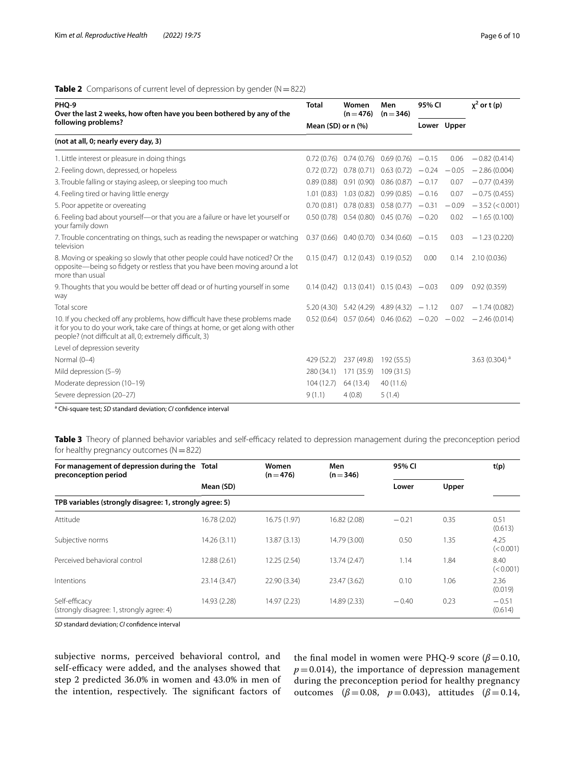**Table 2** Comparisons of current level of depression by gender (N = 822)

| PHQ-9<br>Over the last 2 weeks, how often have you been bothered by any of the following problems? | Total | Women (n = 476) | Men (n = 346) | 95% CI | | $\chi^2$ or t (p) |
|---|---|---|---|---|---|---|
| | Mean (SD) or n (%) | | | Lower | Upper | |
| **(not at all, 0; nearly every day, 3)** | | | | | | |
| 1. Little interest or pleasure in doing things | 0.72 (0.76) | 0.74 (0.76) | 0.69 (0.76) | −0.15 | 0.06 | −0.82 (0.414) |
| 2. Feeling down, depressed, or hopeless | 0.72 (0.72) | 0.78 (0.71) | 0.63 (0.72) | −0.24 | −0.05 | −2.86 (0.004) |
| 3. Trouble falling or staying asleep, or sleeping too much | 0.89 (0.88) | 0.91 (0.90) | 0.86 (0.87) | −0.17 | 0.07 | −0.77 (0.439) |
| 4. Feeling tired or having little energy | 1.01 (0.83) | 1.03 (0.82) | 0.99 (0.85) | −0.16 | 0.07 | −0.75 (0.455) |
| 5. Poor appetite or overeating | 0.70 (0.81) | 0.78 (0.83) | 0.58 (0.77) | −0.31 | −0.09 | −3.52 (< 0.001) |
| 6. Feeling bad about yourself—or that you are a failure or have let yourself or your family down | 0.50 (0.78) | 0.54 (0.80) | 0.45 (0.76) | −0.20 | 0.02 | −1.65 (0.100) |
| 7. Trouble concentrating on things, such as reading the newspaper or watching television | 0.37 (0.66) | 0.40 (0.70) | 0.34 (0.60) | −0.15 | 0.03 | −1.23 (0.220) |
| 8. Moving or speaking so slowly that other people could have noticed? Or the opposite—being so fidgety or restless that you have been moving around a lot more than usual | 0.15 (0.47) | 0.12 (0.43) | 0.19 (0.52) | 0.00 | 0.14 | 2.10 (0.036) |
| 9. Thoughts that you would be better off dead or of hurting yourself in some way | 0.14 (0.42) | 0.13 (0.41) | 0.15 (0.43) | −0.03 | 0.09 | 0.92 (0.359) |
| Total score | 5.20 (4.30) | 5.42 (4.29) | 4.89 (4.32) | −1.12 | 0.07 | −1.74 (0.082) |
| 10. If you checked off any problems, how difficult have these problems made it for you to do your work, take care of things at home, or get along with other people? (not difficult at all, 0; extremely difficult, 3) | 0.52 (0.64) | 0.57 (0.64) | 0.46 (0.62) | −0.20 | −0.02 | −2.46 (0.014) |
| Level of depression severity | | | | | | |
| Normal (0–4) | 429 (52.2) | 237 (49.8) | 192 (55.5) | | | 3.63 (0.304) [a] |
| Mild depression (5–9) | 280 (34.1) | 171 (35.9) | 109 (31.5) | | | |
| Moderate depression (10–19) | 104 (12.7) | 64 (13.4) | 40 (11.6) | | | |
| Severe depression (20–27) | 9 (1.1) | 4 (0.8) | 5 (1.4) | | | |

[a] Chi-square test; *SD* standard deviation; *CI* confidence interval

**Table 3** Theory of planned behavior variables and self-efficacy related to depression management during the preconception period for healthy pregnancy outcomes (N = 822)

| For management of depression during the preconception period | Total | Women (n = 476) | Men (n = 346) | 95% CI | | t(p) |
|---|---|---|---|---|---|---|
| | Mean (SD) | | | Lower | Upper | |
| **TPB variables (strongly disagree: 1, strongly agree: 5)** | | | | | | |
| Attitude | 16.78 (2.02) | 16.75 (1.97) | 16.82 (2.08) | −0.21 | 0.35 | 0.51 (0.613) |
| Subjective norms | 14.26 (3.11) | 13.87 (3.13) | 14.79 (3.00) | 0.50 | 1.35 | 4.25 (< 0.001) |
| Perceived behavioral control | 12.88 (2.61) | 12.25 (2.54) | 13.74 (2.47) | 1.14 | 1.84 | 8.40 (< 0.001) |
| Intentions | 23.14 (3.47) | 22.90 (3.34) | 23.47 (3.62) | 0.10 | 1.06 | 2.36 (0.019) |
| Self-efficacy (strongly disagree: 1, strongly agree: 4) | 14.93 (2.28) | 14.97 (2.23) | 14.89 (2.33) | −0.40 | 0.23 | −0.51 (0.614) |

*SD* standard deviation; *CI* confidence interval

subjective norms, perceived behavioral control, and self-efficacy were added, and the analyses showed that step 2 predicted 36.0% in women and 43.0% in men of the intention, respectively. The significant factors of the final model in women were PHQ-9 score ($\beta = 0.10$, $p = 0.014$), the importance of depression management during the preconception period for healthy pregnancy outcomes ($\beta = 0.08$, $p = 0.043$), attitudes ($\beta = 0.14$,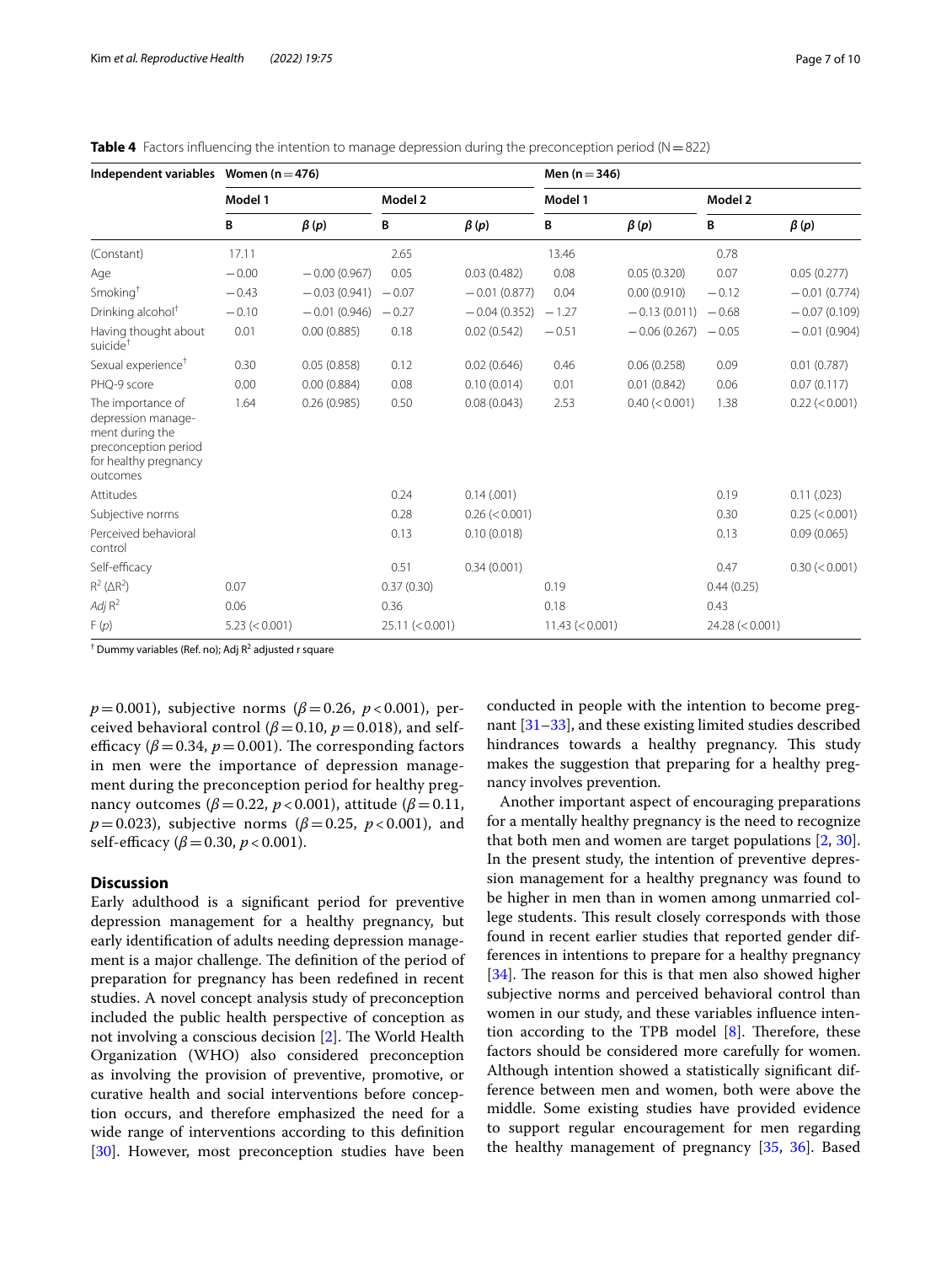**Table 4** Factors influencing the intention to manage depression during the preconception period (N = 822)

| Independent variables | Women (n = 476) | | | | Men (n = 346) | | | |
|---|---|---|---|---|---|---|---|---|
| | Model 1 | | Model 2 | | Model 1 | | Model 2 | |
| | B | $\beta$ (p) | B | $\beta$ (p) | B | $\beta$ (p) | B | $\beta$ (p) |
| (Constant) | 17.11 | | 2.65 | | 13.46 | | 0.78 | |
| Age | −0.00 | −0.00 (0.967) | 0.05 | 0.03 (0.482) | 0.08 | 0.05 (0.320) | 0.07 | 0.05 (0.277) |
| Smoking[†] | −0.43 | −0.03 (0.941) | −0.07 | −0.01 (0.877) | 0.04 | 0.00 (0.910) | −0.12 | −0.01 (0.774) |
| Drinking alcohol[†] | −0.10 | −0.01 (0.946) | −0.27 | −0.04 (0.352) | −1.27 | −0.13 (0.011) | −0.68 | −0.07 (0.109) |
| Having thought about suicide[†] | 0.01 | 0.00 (0.885) | 0.18 | 0.02 (0.542) | −0.51 | −0.06 (0.267) | −0.05 | −0.01 (0.904) |
| Sexual experience[†] | 0.30 | 0.05 (0.858) | 0.12 | 0.02 (0.646) | 0.46 | 0.06 (0.258) | 0.09 | 0.01 (0.787) |
| PHQ-9 score | 0.00 | 0.00 (0.884) | 0.08 | 0.10 (0.014) | 0.01 | 0.01 (0.842) | 0.06 | 0.07 (0.117) |
| The importance of depression management during the preconception period for healthy pregnancy outcomes | 1.64 | 0.26 (0.985) | 0.50 | 0.08 (0.043) | 2.53 | 0.40 (< 0.001) | 1.38 | 0.22 (< 0.001) |
| Attitudes | | | 0.24 | 0.14 (.001) | | | 0.19 | 0.11 (.023) |
| Subjective norms | | | 0.28 | 0.26 (< 0.001) | | | 0.30 | 0.25 (< 0.001) |
| Perceived behavioral control | | | 0.13 | 0.10 (0.018) | | | 0.13 | 0.09 (0.065) |
| Self-efficacy | | | 0.51 | 0.34 (0.001) | | | 0.47 | 0.30 (< 0.001) |
| $R^2$ ($\Delta R^2$) | 0.07 | | 0.37 (0.30) | | 0.19 | | 0.44 (0.25) | |
| *Adj* $R^2$ | 0.06 | | 0.36 | | 0.18 | | 0.43 | |
| F (p) | 5.23 (< 0.001) | | 25.11 (< 0.001) | | 11.43 (< 0.001) | | 24.28 (< 0.001) | |

[†] Dummy variables (Ref. no); Adj $R^2$ adjusted r square

$p = 0.001$), subjective norms ($\beta = 0.26$, $p < 0.001$), perceived behavioral control ($\beta = 0.10$, $p = 0.018$), and self-efficacy ($\beta = 0.34$, $p = 0.001$). The corresponding factors in men were the importance of depression management during the preconception period for healthy pregnancy outcomes ($\beta = 0.22$, $p < 0.001$), attitude ($\beta = 0.11$, $p = 0.023$), subjective norms ($\beta = 0.25$, $p < 0.001$), and self-efficacy ($\beta = 0.30$, $p < 0.001$).

## Discussion

Early adulthood is a significant period for preventive depression management for a healthy pregnancy, but early identification of adults needing depression management is a major challenge. The definition of the period of preparation for pregnancy has been redefined in recent studies. A novel concept analysis study of preconception included the public health perspective of conception as not involving a conscious decision [2]. The World Health Organization (WHO) also considered preconception as involving the provision of preventive, promotive, or curative health and social interventions before conception occurs, and therefore emphasized the need for a wide range of interventions according to this definition [30]. However, most preconception studies have been conducted in people with the intention to become pregnant [31–33], and these existing limited studies described hindrances towards a healthy pregnancy. This study makes the suggestion that preparing for a healthy pregnancy involves prevention.

Another important aspect of encouraging preparations for a mentally healthy pregnancy is the need to recognize that both men and women are target populations [2, 30]. In the present study, the intention of preventive depression management for a healthy pregnancy was found to be higher in men than in women among unmarried college students. This result closely corresponds with those found in recent earlier studies that reported gender differences in intentions to prepare for a healthy pregnancy [34]. The reason for this is that men also showed higher subjective norms and perceived behavioral control than women in our study, and these variables influence intention according to the TPB model [8]. Therefore, these factors should be considered more carefully for women. Although intention showed a statistically significant difference between men and women, both were above the middle. Some existing studies have provided evidence to support regular encouragement for men regarding the healthy management of pregnancy [35, 36]. Based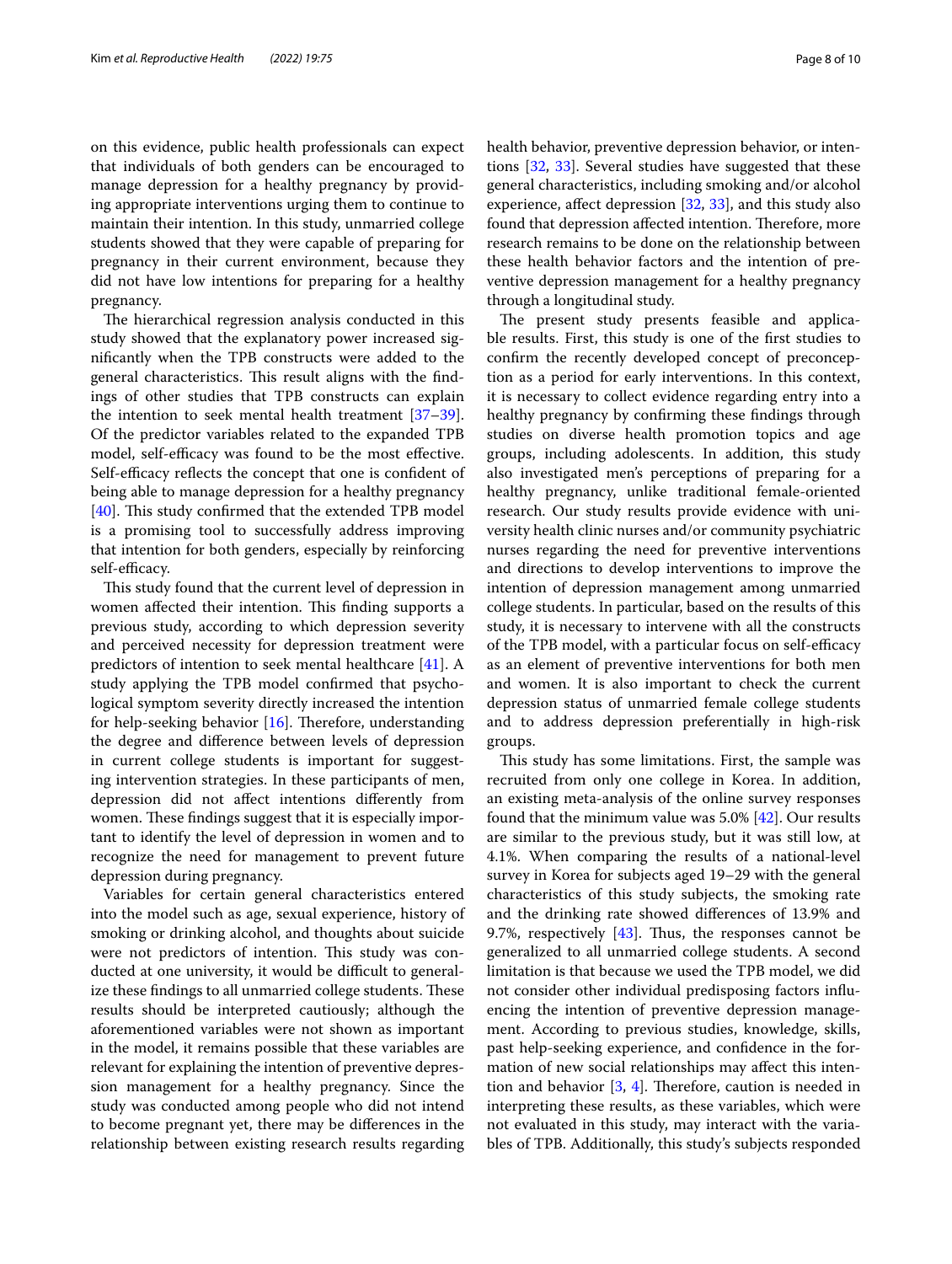on this evidence, public health professionals can expect that individuals of both genders can be encouraged to manage depression for a healthy pregnancy by providing appropriate interventions urging them to continue to maintain their intention. In this study, unmarried college students showed that they were capable of preparing for pregnancy in their current environment, because they did not have low intentions for preparing for a healthy pregnancy.

The hierarchical regression analysis conducted in this study showed that the explanatory power increased significantly when the TPB constructs were added to the general characteristics. This result aligns with the findings of other studies that TPB constructs can explain the intention to seek mental health treatment [37–39]. Of the predictor variables related to the expanded TPB model, self-efficacy was found to be the most effective. Self-efficacy reflects the concept that one is confident of being able to manage depression for a healthy pregnancy [40]. This study confirmed that the extended TPB model is a promising tool to successfully address improving that intention for both genders, especially by reinforcing self-efficacy.

This study found that the current level of depression in women affected their intention. This finding supports a previous study, according to which depression severity and perceived necessity for depression treatment were predictors of intention to seek mental healthcare [41]. A study applying the TPB model confirmed that psychological symptom severity directly increased the intention for help-seeking behavior [16]. Therefore, understanding the degree and difference between levels of depression in current college students is important for suggesting intervention strategies. In these participants of men, depression did not affect intentions differently from women. These findings suggest that it is especially important to identify the level of depression in women and to recognize the need for management to prevent future depression during pregnancy.

Variables for certain general characteristics entered into the model such as age, sexual experience, history of smoking or drinking alcohol, and thoughts about suicide were not predictors of intention. This study was conducted at one university, it would be difficult to generalize these findings to all unmarried college students. These results should be interpreted cautiously; although the aforementioned variables were not shown as important in the model, it remains possible that these variables are relevant for explaining the intention of preventive depression management for a healthy pregnancy. Since the study was conducted among people who did not intend to become pregnant yet, there may be differences in the relationship between existing research results regarding health behavior, preventive depression behavior, or intentions [32, 33]. Several studies have suggested that these general characteristics, including smoking and/or alcohol experience, affect depression [32, 33], and this study also found that depression affected intention. Therefore, more research remains to be done on the relationship between these health behavior factors and the intention of preventive depression management for a healthy pregnancy through a longitudinal study.

The present study presents feasible and applicable results. First, this study is one of the first studies to confirm the recently developed concept of preconception as a period for early interventions. In this context, it is necessary to collect evidence regarding entry into a healthy pregnancy by confirming these findings through studies on diverse health promotion topics and age groups, including adolescents. In addition, this study also investigated men's perceptions of preparing for a healthy pregnancy, unlike traditional female-oriented research. Our study results provide evidence with university health clinic nurses and/or community psychiatric nurses regarding the need for preventive interventions and directions to develop interventions to improve the intention of depression management among unmarried college students. In particular, based on the results of this study, it is necessary to intervene with all the constructs of the TPB model, with a particular focus on self-efficacy as an element of preventive interventions for both men and women. It is also important to check the current depression status of unmarried female college students and to address depression preferentially in high-risk groups.

This study has some limitations. First, the sample was recruited from only one college in Korea. In addition, an existing meta-analysis of the online survey responses found that the minimum value was 5.0% [42]. Our results are similar to the previous study, but it was still low, at 4.1%. When comparing the results of a national-level survey in Korea for subjects aged 19–29 with the general characteristics of this study subjects, the smoking rate and the drinking rate showed differences of 13.9% and 9.7%, respectively [43]. Thus, the responses cannot be generalized to all unmarried college students. A second limitation is that because we used the TPB model, we did not consider other individual predisposing factors influencing the intention of preventive depression management. According to previous studies, knowledge, skills, past help-seeking experience, and confidence in the formation of new social relationships may affect this intention and behavior [3, 4]. Therefore, caution is needed in interpreting these results, as these variables, which were not evaluated in this study, may interact with the variables of TPB. Additionally, this study's subjects responded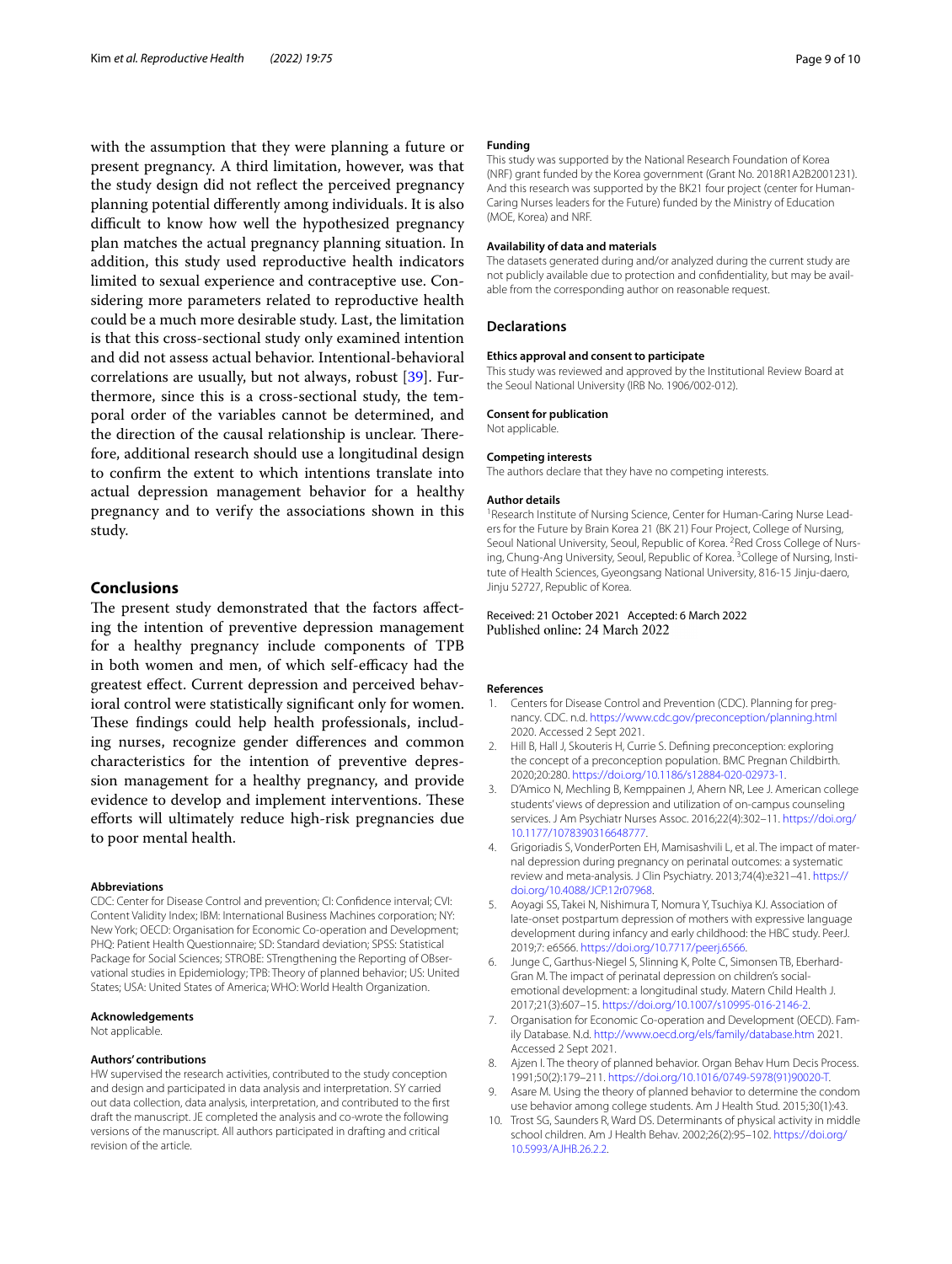with the assumption that they were planning a future or present pregnancy. A third limitation, however, was that the study design did not reflect the perceived pregnancy planning potential differently among individuals. It is also difficult to know how well the hypothesized pregnancy plan matches the actual pregnancy planning situation. In addition, this study used reproductive health indicators limited to sexual experience and contraceptive use. Considering more parameters related to reproductive health could be a much more desirable study. Last, the limitation is that this cross-sectional study only examined intention and did not assess actual behavior. Intentional-behavioral correlations are usually, but not always, robust [39]. Furthermore, since this is a cross-sectional study, the temporal order of the variables cannot be determined, and the direction of the causal relationship is unclear. Therefore, additional research should use a longitudinal design to confirm the extent to which intentions translate into actual depression management behavior for a healthy pregnancy and to verify the associations shown in this study.

## Conclusions

The present study demonstrated that the factors affecting the intention of preventive depression management for a healthy pregnancy include components of TPB in both women and men, of which self-efficacy had the greatest effect. Current depression and perceived behavioral control were statistically significant only for women. These findings could help health professionals, including nurses, recognize gender differences and common characteristics for the intention of preventive depression management for a healthy pregnancy, and provide evidence to develop and implement interventions. These efforts will ultimately reduce high-risk pregnancies due to poor mental health.

#### Abbreviations

CDC: Center for Disease Control and prevention; CI: Confidence interval; CVI: Content Validity Index; IBM: International Business Machines corporation; NY: New York; OECD: Organisation for Economic Co-operation and Development; PHQ: Patient Health Questionnaire; SD: Standard deviation; SPSS: Statistical Package for Social Sciences; STROBE: STrengthening the Reporting of OBservational studies in Epidemiology; TPB: Theory of planned behavior; US: United States; USA: United States of America; WHO: World Health Organization.

#### Acknowledgements

Not applicable.

#### Authors' contributions

HW supervised the research activities, contributed to the study conception and design and participated in data analysis and interpretation. SY carried out data collection, data analysis, interpretation, and contributed to the first draft the manuscript. JE completed the analysis and co-wrote the following versions of the manuscript. All authors participated in drafting and critical revision of the article.

#### Funding

This study was supported by the National Research Foundation of Korea (NRF) grant funded by the Korea government (Grant No. 2018R1A2B2001231). And this research was supported by the BK21 four project (center for Human-Caring Nurses leaders for the Future) funded by the Ministry of Education (MOE, Korea) and NRF.

#### Availability of data and materials

The datasets generated during and/or analyzed during the current study are not publicly available due to protection and confidentiality, but may be available from the corresponding author on reasonable request.

## Declarations

#### Ethics approval and consent to participate

This study was reviewed and approved by the Institutional Review Board at the Seoul National University (IRB No. 1906/002-012).

#### Consent for publication

Not applicable.

#### Competing interests

The authors declare that they have no competing interests.

#### Author details

[1]Research Institute of Nursing Science, Center for Human-Caring Nurse Leaders for the Future by Brain Korea 21 (BK 21) Four Project, College of Nursing, Seoul National University, Seoul, Republic of Korea. [2]Red Cross College of Nursing, Chung-Ang University, Seoul, Republic of Korea. [3]College of Nursing, Institute of Health Sciences, Gyeongsang National University, 816-15 Jinju-daero, Jinju 52727, Republic of Korea.

Received: 21 October 2021 Accepted: 6 March 2022
Published online: 24 March 2022

#### References

1. Centers for Disease Control and Prevention (CDC). Planning for pregnancy. CDC. n.d. https://www.cdc.gov/preconception/planning.html 2020. Accessed 2 Sept 2021.
2. Hill B, Hall J, Skouteris H, Currie S. Defining preconception: exploring the concept of a preconception population. BMC Pregnan Childbirth. 2020;20:280. https://doi.org/10.1186/s12884-020-02973-1.
3. D'Amico N, Mechling B, Kemppainen J, Ahern NR, Lee J. American college students' views of depression and utilization of on-campus counseling services. J Am Psychiatr Nurses Assoc. 2016;22(4):302–11. https://doi.org/10.1177/1078390316648777.
4. Grigoriadis S, VonderPorten EH, Mamisashvili L, et al. The impact of maternal depression during pregnancy on perinatal outcomes: a systematic review and meta-analysis. J Clin Psychiatry. 2013;74(4):e321–41. https://doi.org/10.4088/JCP.12r07968.
5. Aoyagi SS, Takei N, Nishimura T, Nomura Y, Tsuchiya KJ. Association of late-onset postpartum depression of mothers with expressive language development during infancy and early childhood: the HBC study. PeerJ. 2019;7: e6566. https://doi.org/10.7717/peerj.6566.
6. Junge C, Garthus-Niegel S, Slinning K, Polte C, Simonsen TB, Eberhard-Gran M. The impact of perinatal depression on children's social-emotional development: a longitudinal study. Matern Child Health J. 2017;21(3):607–15. https://doi.org/10.1007/s10995-016-2146-2.
7. Organisation for Economic Co-operation and Development (OECD). Family Database. N.d. http://www.oecd.org/els/family/database.htm 2021. Accessed 2 Sept 2021.
8. Ajzen I. The theory of planned behavior. Organ Behav Hum Decis Process. 1991;50(2):179–211. https://doi.org/10.1016/0749-5978(91)90020-T.
9. Asare M. Using the theory of planned behavior to determine the condom use behavior among college students. Am J Health Stud. 2015;30(1):43.
10. Trost SG, Saunders R, Ward DS. Determinants of physical activity in middle school children. Am J Health Behav. 2002;26(2):95–102. https://doi.org/10.5993/AJHB.26.2.2.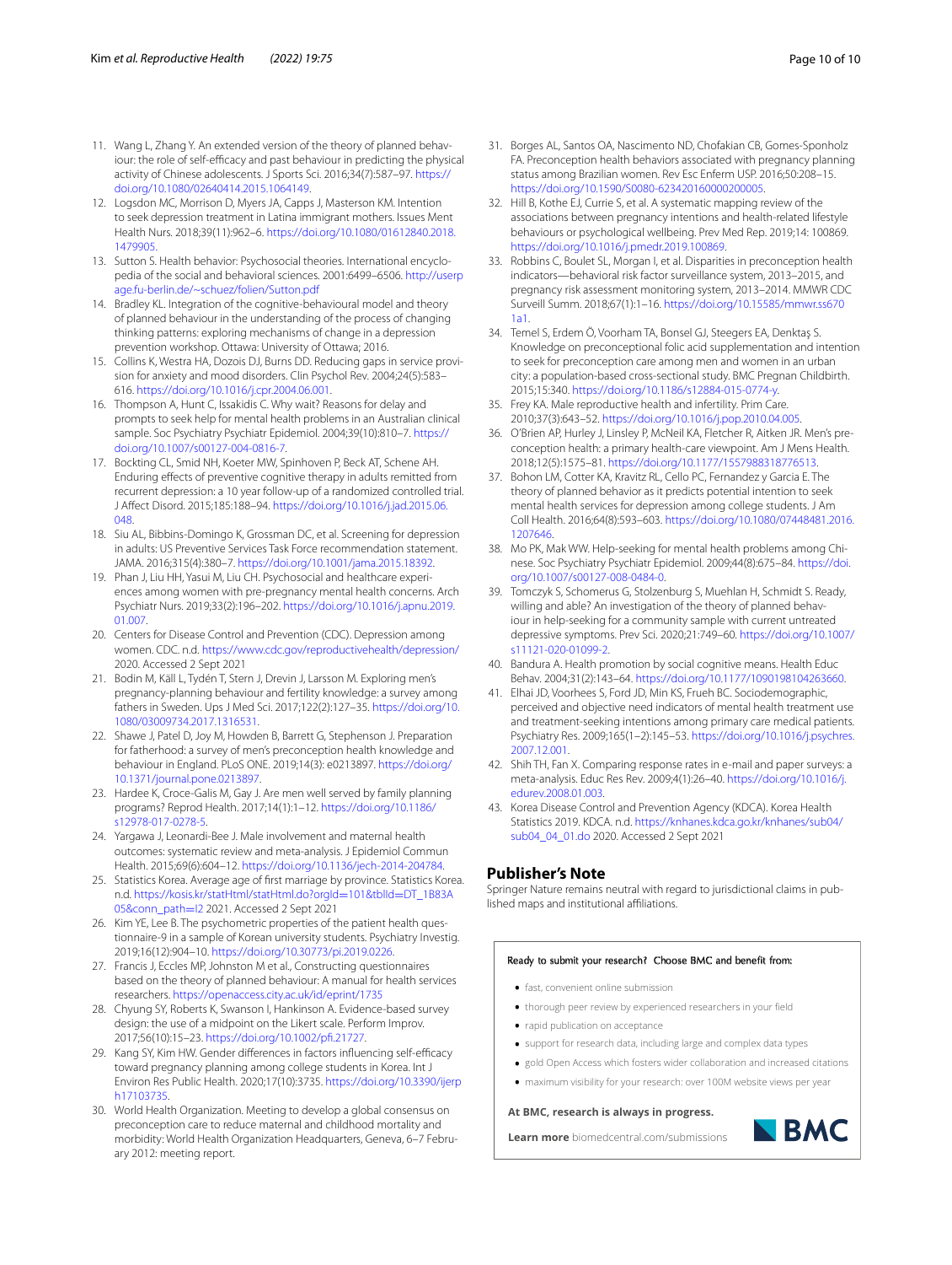11. Wang L, Zhang Y. An extended version of the theory of planned behaviour: the role of self-efficacy and past behaviour in predicting the physical activity of Chinese adolescents. J Sports Sci. 2016;34(7):587–97. https://doi.org/10.1080/02640414.2015.1064149.
12. Logsdon MC, Morrison D, Myers JA, Capps J, Masterson KM. Intention to seek depression treatment in Latina immigrant mothers. Issues Ment Health Nurs. 2018;39(11):962–6. https://doi.org/10.1080/01612840.2018.1479905.
13. Sutton S. Health behavior: Psychosocial theories. International encyclopedia of the social and behavioral sciences. 2001:6499–6506. http://userpage.fu-berlin.de/~schuez/folien/Sutton.pdf
14. Bradley KL. Integration of the cognitive-behavioural model and theory of planned behaviour in the understanding of the process of changing thinking patterns: exploring mechanisms of change in a depression prevention workshop. Ottawa: University of Ottawa; 2016.
15. Collins K, Westra HA, Dozois DJ, Burns DD. Reducing gaps in service provision for anxiety and mood disorders. Clin Psychol Rev. 2004;24(5):583–616. https://doi.org/10.1016/j.cpr.2004.06.001.
16. Thompson A, Hunt C, Issakidis C. Why wait? Reasons for delay and prompts to seek help for mental health problems in an Australian clinical sample. Soc Psychiatry Psychiatr Epidemiol. 2004;39(10):810–7. https://doi.org/10.1007/s00127-004-0816-7.
17. Bockting CL, Smid NH, Koeter MW, Spinhoven P, Beck AT, Schene AH. Enduring effects of preventive cognitive therapy in adults remitted from recurrent depression: a 10 year follow-up of a randomized controlled trial. J Affect Disord. 2015;185:188–94. https://doi.org/10.1016/j.jad.2015.06.048.
18. Siu AL, Bibbins-Domingo K, Grossman DC, et al. Screening for depression in adults: US Preventive Services Task Force recommendation statement. JAMA. 2016;315(4):380–7. https://doi.org/10.1001/jama.2015.18392.
19. Phan J, Liu HH, Yasui M, Liu CH. Psychosocial and healthcare experiences among women with pre-pregnancy mental health concerns. Arch Psychiatr Nurs. 2019;33(2):196–202. https://doi.org/10.1016/j.apnu.2019.01.007.
20. Centers for Disease Control and Prevention (CDC). Depression among women. CDC. n.d. https://www.cdc.gov/reproductivehealth/depression/ 2020. Accessed 2 Sept 2021
21. Bodin M, Käll L, Tydén T, Stern J, Drevin J, Larsson M. Exploring men's pregnancy-planning behaviour and fertility knowledge: a survey among fathers in Sweden. Ups J Med Sci. 2017;122(2):127–35. https://doi.org/10.1080/03009734.2017.1316531.
22. Shawe J, Patel D, Joy M, Howden B, Barrett G, Stephenson J. Preparation for fatherhood: a survey of men's preconception health knowledge and behaviour in England. PLoS ONE. 2019;14(3): e0213897. https://doi.org/10.1371/journal.pone.0213897.
23. Hardee K, Croce-Galis M, Gay J. Are men well served by family planning programs? Reprod Health. 2017;14(1):1–12. https://doi.org/10.1186/s12978-017-0278-5.
24. Yargawa J, Leonardi-Bee J. Male involvement and maternal health outcomes: systematic review and meta-analysis. J Epidemiol Commun Health. 2015;69(6):604–12. https://doi.org/10.1136/jech-2014-204784.
25. Statistics Korea. Average age of first marriage by province. Statistics Korea. n.d. https://kosis.kr/statHtml/statHtml.do?orgId=101&tblId=DT_1B83A05&conn_path=I2 2021. Accessed 2 Sept 2021
26. Kim YE, Lee B. The psychometric properties of the patient health questionnaire-9 in a sample of Korean university students. Psychiatry Investig. 2019;16(12):904–10. https://doi.org/10.30773/pi.2019.0226.
27. Francis J, Eccles MP, Johnston M et al., Constructing questionnaires based on the theory of planned behaviour: A manual for health services researchers. https://openaccess.city.ac.uk/id/eprint/1735
28. Chyung SY, Roberts K, Swanson I, Hankinson A. Evidence-based survey design: the use of a midpoint on the Likert scale. Perform Improv. 2017;56(10):15–23. https://doi.org/10.1002/pfi.21727.
29. Kang SY, Kim HW. Gender differences in factors influencing self-efficacy toward pregnancy planning among college students in Korea. Int J Environ Res Public Health. 2020;17(10):3735. https://doi.org/10.3390/ijerph17103735.
30. World Health Organization. Meeting to develop a global consensus on preconception care to reduce maternal and childhood mortality and morbidity: World Health Organization Headquarters, Geneva, 6–7 February 2012: meeting report.
31. Borges AL, Santos OA, Nascimento ND, Chofakian CB, Gomes-Sponholz FA. Preconception health behaviors associated with pregnancy planning status among Brazilian women. Rev Esc Enferm USP. 2016;50:208–15. https://doi.org/10.1590/S0080-623420160000200005.
32. Hill B, Kothe EJ, Currie S, et al. A systematic mapping review of the associations between pregnancy intentions and health-related lifestyle behaviours or psychological wellbeing. Prev Med Rep. 2019;14: 100869. https://doi.org/10.1016/j.pmedr.2019.100869.
33. Robbins C, Boulet SL, Morgan I, et al. Disparities in preconception health indicators—behavioral risk factor surveillance system, 2013–2015, and pregnancy risk assessment monitoring system, 2013–2014. MMWR CDC Surveill Summ. 2018;67(1):1–16. https://doi.org/10.15585/mmwr.ss6701a1.
34. Temel S, Erdem Ö, Voorham TA, Bonsel GJ, Steegers EA, Denktaş S. Knowledge on preconceptional folic acid supplementation and intention to seek for preconception care among men and women in an urban city: a population-based cross-sectional study. BMC Pregnan Childbirth. 2015;15:340. https://doi.org/10.1186/s12884-015-0774-y.
35. Frey KA. Male reproductive health and infertility. Prim Care. 2010;37(3):643–52. https://doi.org/10.1016/j.pop.2010.04.005.
36. O'Brien AP, Hurley J, Linsley P, McNeil KA, Fletcher R, Aitken JR. Men's preconception health: a primary health-care viewpoint. Am J Mens Health. 2018;12(5):1575–81. https://doi.org/10.1177/1557988318776513.
37. Bohon LM, Cotter KA, Kravitz RL, Cello PC, Fernandez y Garcia E. The theory of planned behavior as it predicts potential intention to seek mental health services for depression among college students. J Am Coll Health. 2016;64(8):593–603. https://doi.org/10.1080/07448481.2016.1207646.
38. Mo PK, Mak WW. Help-seeking for mental health problems among Chinese. Soc Psychiatry Psychiatr Epidemiol. 2009;44(8):675–84. https://doi.org/10.1007/s00127-008-0484-0.
39. Tomczyk S, Schomerus G, Stolzenburg S, Muehlan H, Schmidt S. Ready, willing and able? An investigation of the theory of planned behaviour in help-seeking for a community sample with current untreated depressive symptoms. Prev Sci. 2020;21:749–60. https://doi.org/10.1007/s11121-020-01099-2.
40. Bandura A. Health promotion by social cognitive means. Health Educ Behav. 2004;31(2):143–64. https://doi.org/10.1177/1090198104263660.
41. Elhai JD, Voorhees S, Ford JD, Min KS, Frueh BC. Sociodemographic, perceived and objective need indicators of mental health treatment use and treatment-seeking intentions among primary care medical patients. Psychiatry Res. 2009;165(1–2):145–53. https://doi.org/10.1016/j.psychres.2007.12.001.
42. Shih TH, Fan X. Comparing response rates in e-mail and paper surveys: a meta-analysis. Educ Res Rev. 2009;4(1):26–40. https://doi.org/10.1016/j.edurev.2008.01.003.
43. Korea Disease Control and Prevention Agency (KDCA). Korea Health Statistics 2019. KDCA. n.d. https://knhanes.kdca.go.kr/knhanes/sub04/sub04_04_01.do 2020. Accessed 2 Sept 2021

## Publisher's Note

Springer Nature remains neutral with regard to jurisdictional claims in published maps and institutional affiliations.

Ready to submit your research? Choose BMC and benefit from:

- fast, convenient online submission
- thorough peer review by experienced researchers in your field
- rapid publication on acceptance
- support for research data, including large and complex data types
- gold Open Access which fosters wider collaboration and increased citations
- maximum visibility for your research: over 100M website views per year

**At BMC, research is always in progress.**

**Learn more** biomedcentral.com/submissions

BMC